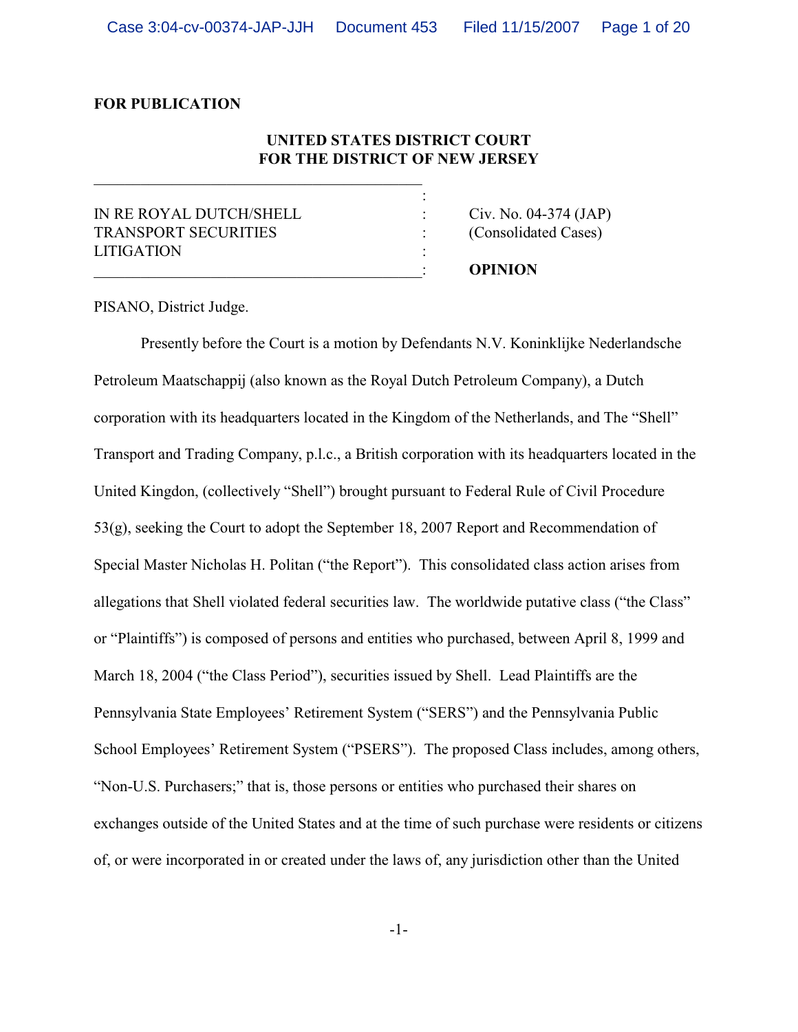**FOR PUBLICATION**

**UNITED STATES DISTRICT COURT**
**FOR THE DISTRICT OF NEW JERSEY**

| | |
|---|---|
| IN RE ROYAL DUTCH/SHELL TRANSPORT SECURITIES LITIGATION | Civ. No. 04-374 (JAP) (Consolidated Cases) |
| | **OPINION** |

PISANO, District Judge.

Presently before the Court is a motion by Defendants N.V. Koninklijke Nederlandsche Petroleum Maatschappij (also known as the Royal Dutch Petroleum Company), a Dutch corporation with its headquarters located in the Kingdom of the Netherlands, and The "Shell" Transport and Trading Company, p.l.c., a British corporation with its headquarters located in the United Kingdon, (collectively "Shell") brought pursuant to Federal Rule of Civil Procedure 53(g), seeking the Court to adopt the September 18, 2007 Report and Recommendation of Special Master Nicholas H. Politan ("the Report"). This consolidated class action arises from allegations that Shell violated federal securities law. The worldwide putative class ("the Class" or "Plaintiffs") is composed of persons and entities who purchased, between April 8, 1999 and March 18, 2004 ("the Class Period"), securities issued by Shell. Lead Plaintiffs are the Pennsylvania State Employees' Retirement System ("SERS") and the Pennsylvania Public School Employees' Retirement System ("PSERS"). The proposed Class includes, among others, "Non-U.S. Purchasers;" that is, those persons or entities who purchased their shares on exchanges outside of the United States and at the time of such purchase were residents or citizens of, or were incorporated in or created under the laws of, any jurisdiction other than the United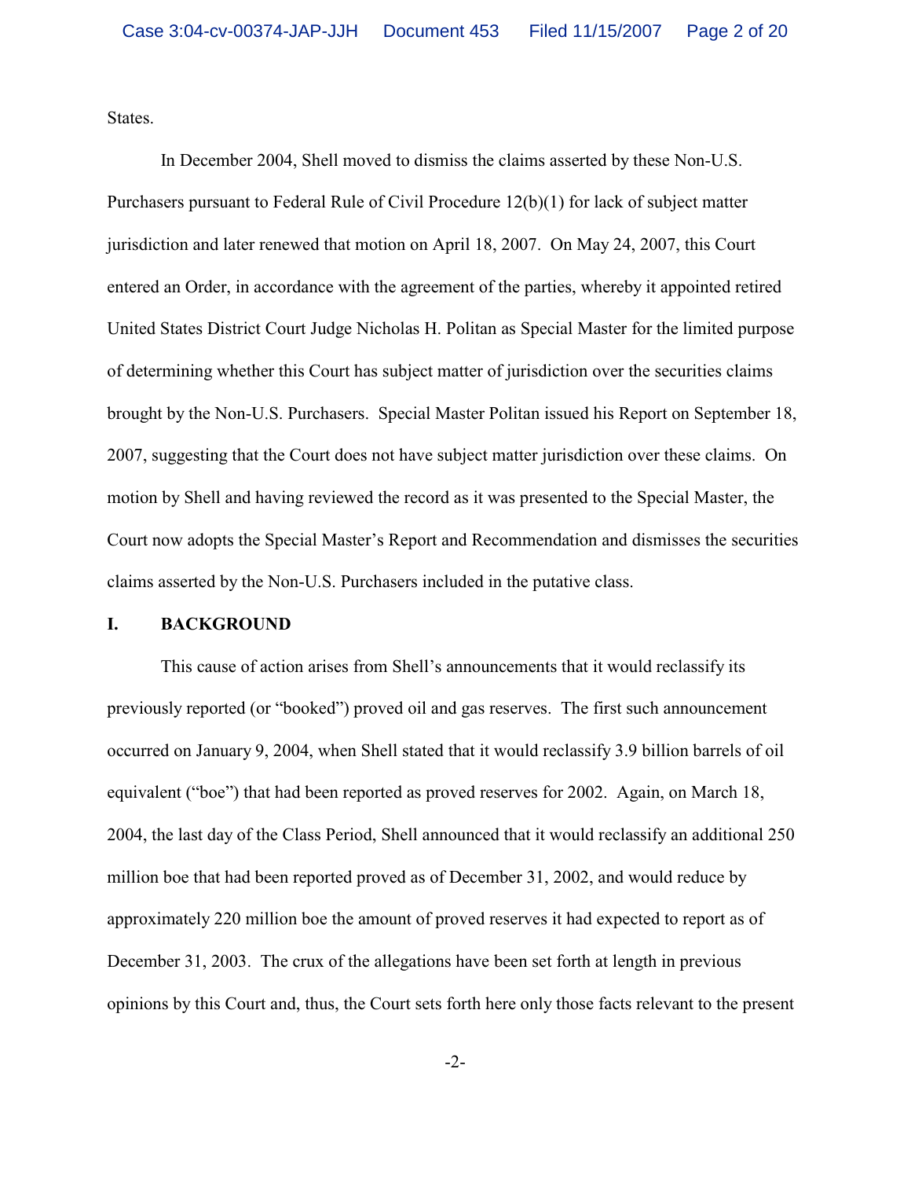States.

In December 2004, Shell moved to dismiss the claims asserted by these Non-U.S. Purchasers pursuant to Federal Rule of Civil Procedure 12(b)(1) for lack of subject matter jurisdiction and later renewed that motion on April 18, 2007. On May 24, 2007, this Court entered an Order, in accordance with the agreement of the parties, whereby it appointed retired United States District Court Judge Nicholas H. Politan as Special Master for the limited purpose of determining whether this Court has subject matter of jurisdiction over the securities claims brought by the Non-U.S. Purchasers. Special Master Politan issued his Report on September 18, 2007, suggesting that the Court does not have subject matter jurisdiction over these claims. On motion by Shell and having reviewed the record as it was presented to the Special Master, the Court now adopts the Special Master's Report and Recommendation and dismisses the securities claims asserted by the Non-U.S. Purchasers included in the putative class.

## I. BACKGROUND

This cause of action arises from Shell's announcements that it would reclassify its previously reported (or "booked") proved oil and gas reserves. The first such announcement occurred on January 9, 2004, when Shell stated that it would reclassify 3.9 billion barrels of oil equivalent ("boe") that had been reported as proved reserves for 2002. Again, on March 18, 2004, the last day of the Class Period, Shell announced that it would reclassify an additional 250 million boe that had been reported proved as of December 31, 2002, and would reduce by approximately 220 million boe the amount of proved reserves it had expected to report as of December 31, 2003. The crux of the allegations have been set forth at length in previous opinions by this Court and, thus, the Court sets forth here only those facts relevant to the present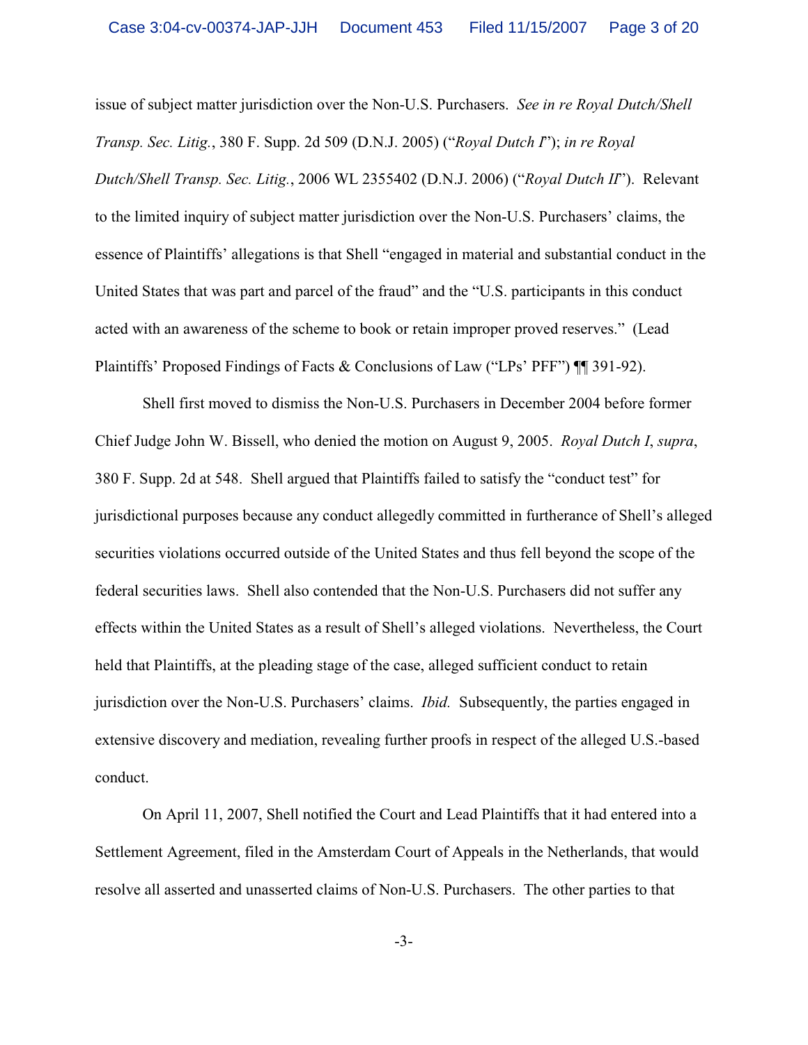issue of subject matter jurisdiction over the Non-U.S. Purchasers. *See in re Royal Dutch/Shell Transp. Sec. Litig.*, 380 F. Supp. 2d 509 (D.N.J. 2005) ("*Royal Dutch I*"); *in re Royal Dutch/Shell Transp. Sec. Litig.*, 2006 WL 2355402 (D.N.J. 2006) ("*Royal Dutch II*"). Relevant to the limited inquiry of subject matter jurisdiction over the Non-U.S. Purchasers' claims, the essence of Plaintiffs' allegations is that Shell "engaged in material and substantial conduct in the United States that was part and parcel of the fraud" and the "U.S. participants in this conduct acted with an awareness of the scheme to book or retain improper proved reserves." (Lead Plaintiffs' Proposed Findings of Facts & Conclusions of Law ("LPs' PFF") ¶¶ 391-92).

Shell first moved to dismiss the Non-U.S. Purchasers in December 2004 before former Chief Judge John W. Bissell, who denied the motion on August 9, 2005. *Royal Dutch I*, *supra*, 380 F. Supp. 2d at 548. Shell argued that Plaintiffs failed to satisfy the "conduct test" for jurisdictional purposes because any conduct allegedly committed in furtherance of Shell's alleged securities violations occurred outside of the United States and thus fell beyond the scope of the federal securities laws. Shell also contended that the Non-U.S. Purchasers did not suffer any effects within the United States as a result of Shell's alleged violations. Nevertheless, the Court held that Plaintiffs, at the pleading stage of the case, alleged sufficient conduct to retain jurisdiction over the Non-U.S. Purchasers' claims. *Ibid.* Subsequently, the parties engaged in extensive discovery and mediation, revealing further proofs in respect of the alleged U.S.-based conduct.

On April 11, 2007, Shell notified the Court and Lead Plaintiffs that it had entered into a Settlement Agreement, filed in the Amsterdam Court of Appeals in the Netherlands, that would resolve all asserted and unasserted claims of Non-U.S. Purchasers. The other parties to that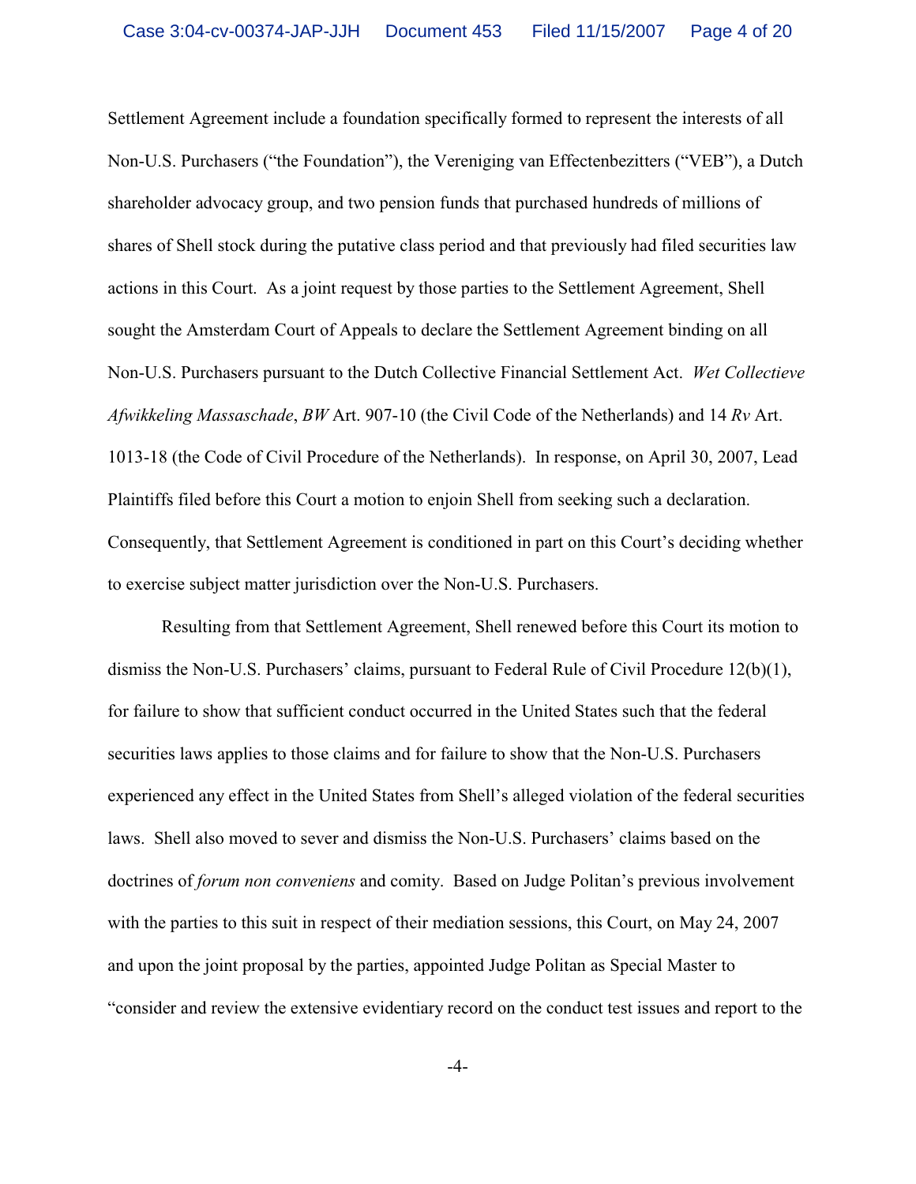Settlement Agreement include a foundation specifically formed to represent the interests of all Non-U.S. Purchasers ("the Foundation"), the Vereniging van Effectenbezitters ("VEB"), a Dutch shareholder advocacy group, and two pension funds that purchased hundreds of millions of shares of Shell stock during the putative class period and that previously had filed securities law actions in this Court. As a joint request by those parties to the Settlement Agreement, Shell sought the Amsterdam Court of Appeals to declare the Settlement Agreement binding on all Non-U.S. Purchasers pursuant to the Dutch Collective Financial Settlement Act. *Wet Collectieve Afwikkeling Massaschade*, *BW* Art. 907-10 (the Civil Code of the Netherlands) and 14 *Rv* Art. 1013-18 (the Code of Civil Procedure of the Netherlands). In response, on April 30, 2007, Lead Plaintiffs filed before this Court a motion to enjoin Shell from seeking such a declaration. Consequently, that Settlement Agreement is conditioned in part on this Court's deciding whether to exercise subject matter jurisdiction over the Non-U.S. Purchasers.

Resulting from that Settlement Agreement, Shell renewed before this Court its motion to dismiss the Non-U.S. Purchasers' claims, pursuant to Federal Rule of Civil Procedure 12(b)(1), for failure to show that sufficient conduct occurred in the United States such that the federal securities laws applies to those claims and for failure to show that the Non-U.S. Purchasers experienced any effect in the United States from Shell's alleged violation of the federal securities laws. Shell also moved to sever and dismiss the Non-U.S. Purchasers' claims based on the doctrines of *forum non conveniens* and comity. Based on Judge Politan's previous involvement with the parties to this suit in respect of their mediation sessions, this Court, on May 24, 2007 and upon the joint proposal by the parties, appointed Judge Politan as Special Master to "consider and review the extensive evidentiary record on the conduct test issues and report to the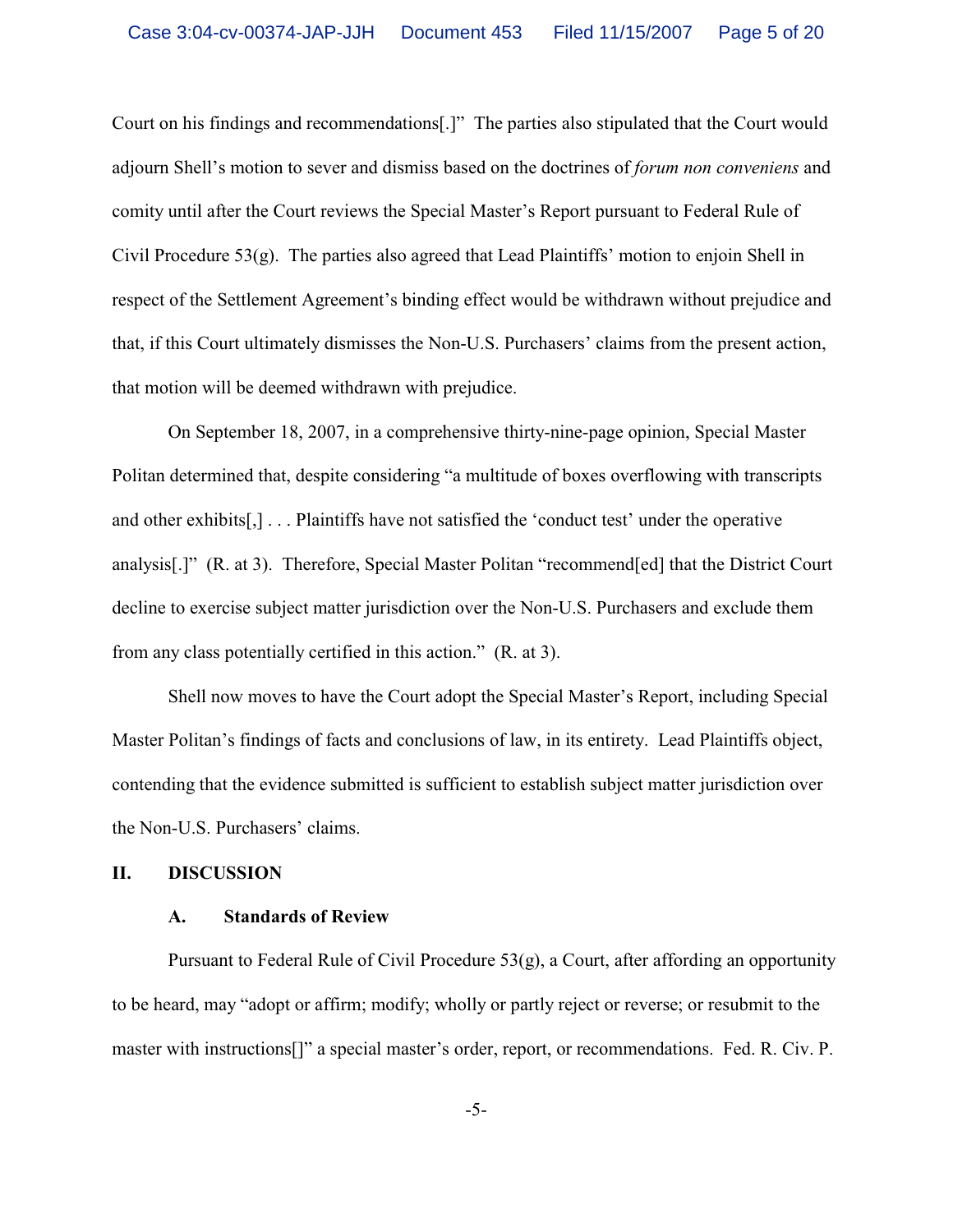Court on his findings and recommendations[.]" The parties also stipulated that the Court would adjourn Shell's motion to sever and dismiss based on the doctrines of *forum non conveniens* and comity until after the Court reviews the Special Master's Report pursuant to Federal Rule of Civil Procedure 53(g). The parties also agreed that Lead Plaintiffs' motion to enjoin Shell in respect of the Settlement Agreement's binding effect would be withdrawn without prejudice and that, if this Court ultimately dismisses the Non-U.S. Purchasers' claims from the present action, that motion will be deemed withdrawn with prejudice.

On September 18, 2007, in a comprehensive thirty-nine-page opinion, Special Master Politan determined that, despite considering "a multitude of boxes overflowing with transcripts and other exhibits[,] . . . Plaintiffs have not satisfied the 'conduct test' under the operative analysis[.]" (R. at 3). Therefore, Special Master Politan "recommend[ed] that the District Court decline to exercise subject matter jurisdiction over the Non-U.S. Purchasers and exclude them from any class potentially certified in this action." (R. at 3).

Shell now moves to have the Court adopt the Special Master's Report, including Special Master Politan's findings of facts and conclusions of law, in its entirety. Lead Plaintiffs object, contending that the evidence submitted is sufficient to establish subject matter jurisdiction over the Non-U.S. Purchasers' claims.

## II. DISCUSSION

### A. Standards of Review

Pursuant to Federal Rule of Civil Procedure 53(g), a Court, after affording an opportunity to be heard, may "adopt or affirm; modify; wholly or partly reject or reverse; or resubmit to the master with instructions[]" a special master's order, report, or recommendations. Fed. R. Civ. P.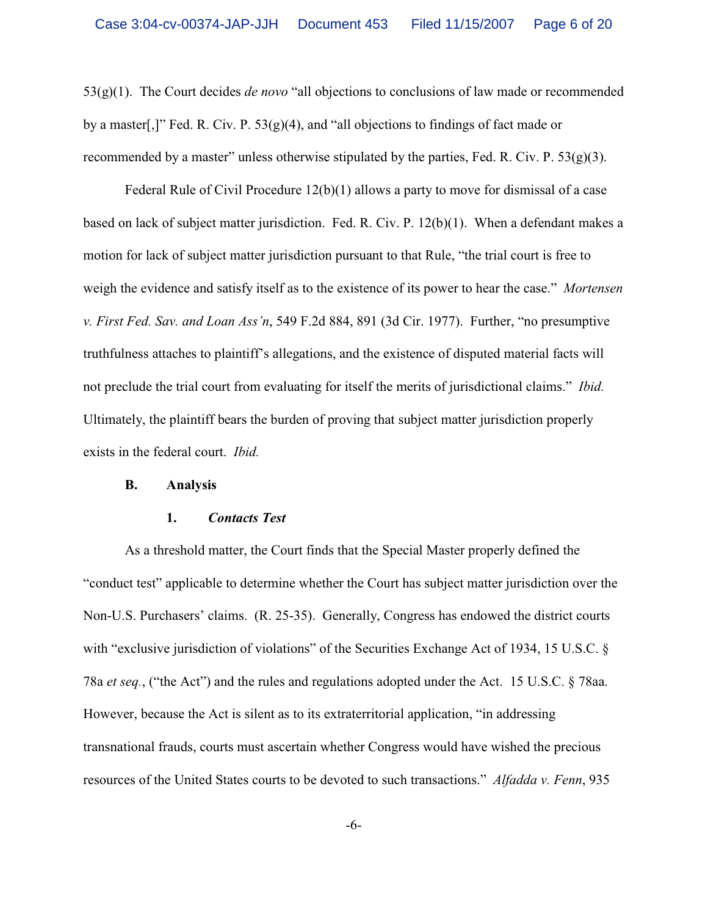53(g)(1). The Court decides *de novo* "all objections to conclusions of law made or recommended by a master[,]" Fed. R. Civ. P. 53(g)(4), and "all objections to findings of fact made or recommended by a master" unless otherwise stipulated by the parties, Fed. R. Civ. P. 53(g)(3).

Federal Rule of Civil Procedure 12(b)(1) allows a party to move for dismissal of a case based on lack of subject matter jurisdiction. Fed. R. Civ. P. 12(b)(1). When a defendant makes a motion for lack of subject matter jurisdiction pursuant to that Rule, "the trial court is free to weigh the evidence and satisfy itself as to the existence of its power to hear the case." *Mortensen v. First Fed. Sav. and Loan Ass'n*, 549 F.2d 884, 891 (3d Cir. 1977). Further, "no presumptive truthfulness attaches to plaintiff's allegations, and the existence of disputed material facts will not preclude the trial court from evaluating for itself the merits of jurisdictional claims." *Ibid.* Ultimately, the plaintiff bears the burden of proving that subject matter jurisdiction properly exists in the federal court. *Ibid.*

**B. Analysis**

**1. *Contacts Test***

As a threshold matter, the Court finds that the Special Master properly defined the "conduct test" applicable to determine whether the Court has subject matter jurisdiction over the Non-U.S. Purchasers' claims. (R. 25-35). Generally, Congress has endowed the district courts with "exclusive jurisdiction of violations" of the Securities Exchange Act of 1934, 15 U.S.C. § 78a *et seq.*, ("the Act") and the rules and regulations adopted under the Act. 15 U.S.C. § 78aa. However, because the Act is silent as to its extraterritorial application, "in addressing transnational frauds, courts must ascertain whether Congress would have wished the precious resources of the United States courts to be devoted to such transactions." *Alfadda v. Fenn*, 935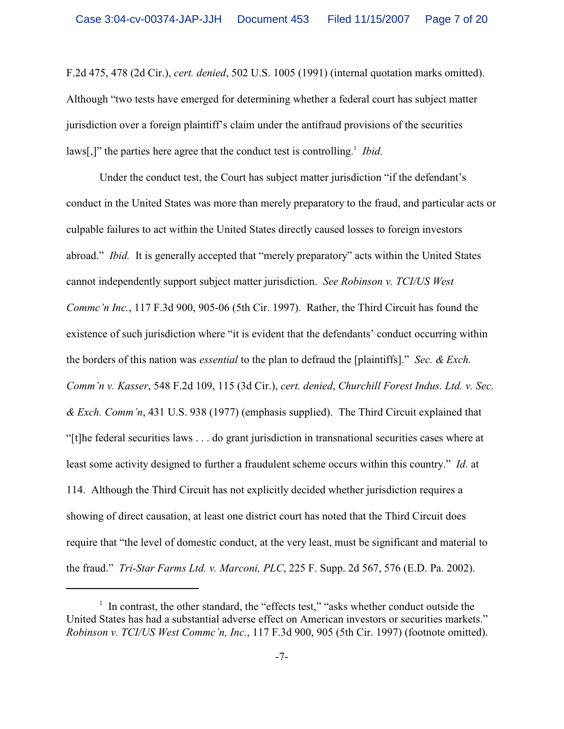F.2d 475, 478 (2d Cir.), *cert. denied*, 502 U.S. 1005 (1991) (internal quotation marks omitted). Although "two tests have emerged for determining whether a federal court has subject matter jurisdiction over a foreign plaintiff's claim under the antifraud provisions of the securities laws[,]" the parties here agree that the conduct test is controlling.[1] *Ibid.*

Under the conduct test, the Court has subject matter jurisdiction "if the defendant's conduct in the United States was more than merely preparatory to the fraud, and particular acts or culpable failures to act within the United States directly caused losses to foreign investors abroad." *Ibid.* It is generally accepted that "merely preparatory" acts within the United States cannot independently support subject matter jurisdiction. *See Robinson v. TCI/US West Commc'n Inc.*, 117 F.3d 900, 905-06 (5th Cir. 1997). Rather, the Third Circuit has found the existence of such jurisdiction where "it is evident that the defendants' conduct occurring within the borders of this nation was *essential* to the plan to defraud the [plaintiffs]." *Sec. & Exch. Comm'n v. Kasser*, 548 F.2d 109, 115 (3d Cir.), *cert. denied*, *Churchill Forest Indus. Ltd. v. Sec. & Exch. Comm'n*, 431 U.S. 938 (1977) (emphasis supplied). The Third Circuit explained that "[t]he federal securities laws . . . do grant jurisdiction in transnational securities cases where at least some activity designed to further a fraudulent scheme occurs within this country." *Id.* at 114. Although the Third Circuit has not explicitly decided whether jurisdiction requires a showing of direct causation, at least one district court has noted that the Third Circuit does require that "the level of domestic conduct, at the very least, must be significant and material to the fraud." *Tri-Star Farms Ltd. v. Marconi, PLC*, 225 F. Supp. 2d 567, 576 (E.D. Pa. 2002).

---

[1] In contrast, the other standard, the "effects test," "asks whether conduct outside the United States has had a substantial adverse effect on American investors or securities markets." *Robinson v. TCI/US West Commc'n, Inc.*, 117 F.3d 900, 905 (5th Cir. 1997) (footnote omitted).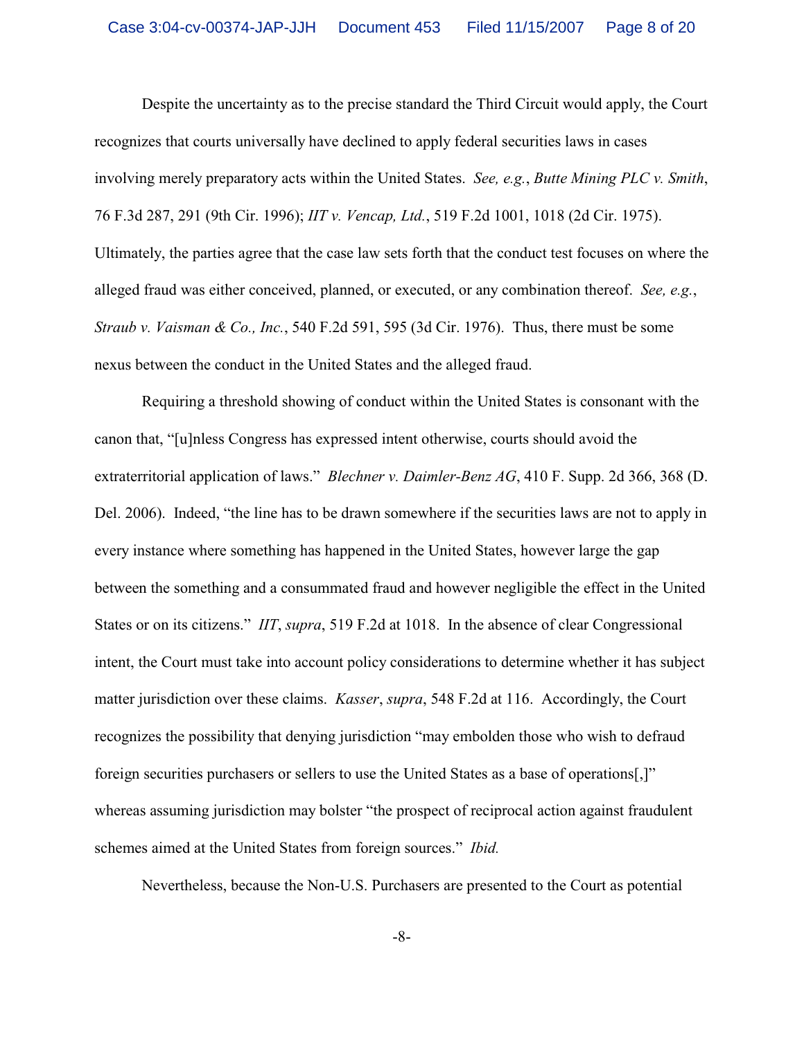Despite the uncertainty as to the precise standard the Third Circuit would apply, the Court recognizes that courts universally have declined to apply federal securities laws in cases involving merely preparatory acts within the United States. *See, e.g.*, *Butte Mining PLC v. Smith*, 76 F.3d 287, 291 (9th Cir. 1996); *IIT v. Vencap, Ltd.*, 519 F.2d 1001, 1018 (2d Cir. 1975). Ultimately, the parties agree that the case law sets forth that the conduct test focuses on where the alleged fraud was either conceived, planned, or executed, or any combination thereof. *See, e.g.*, *Straub v. Vaisman & Co., Inc.*, 540 F.2d 591, 595 (3d Cir. 1976). Thus, there must be some nexus between the conduct in the United States and the alleged fraud.

Requiring a threshold showing of conduct within the United States is consonant with the canon that, "[u]nless Congress has expressed intent otherwise, courts should avoid the extraterritorial application of laws." *Blechner v. Daimler-Benz AG*, 410 F. Supp. 2d 366, 368 (D. Del. 2006). Indeed, "the line has to be drawn somewhere if the securities laws are not to apply in every instance where something has happened in the United States, however large the gap between the something and a consummated fraud and however negligible the effect in the United States or on its citizens." *IIT*, *supra*, 519 F.2d at 1018. In the absence of clear Congressional intent, the Court must take into account policy considerations to determine whether it has subject matter jurisdiction over these claims. *Kasser*, *supra*, 548 F.2d at 116. Accordingly, the Court recognizes the possibility that denying jurisdiction "may embolden those who wish to defraud foreign securities purchasers or sellers to use the United States as a base of operations[,]" whereas assuming jurisdiction may bolster "the prospect of reciprocal action against fraudulent schemes aimed at the United States from foreign sources." *Ibid.*

Nevertheless, because the Non-U.S. Purchasers are presented to the Court as potential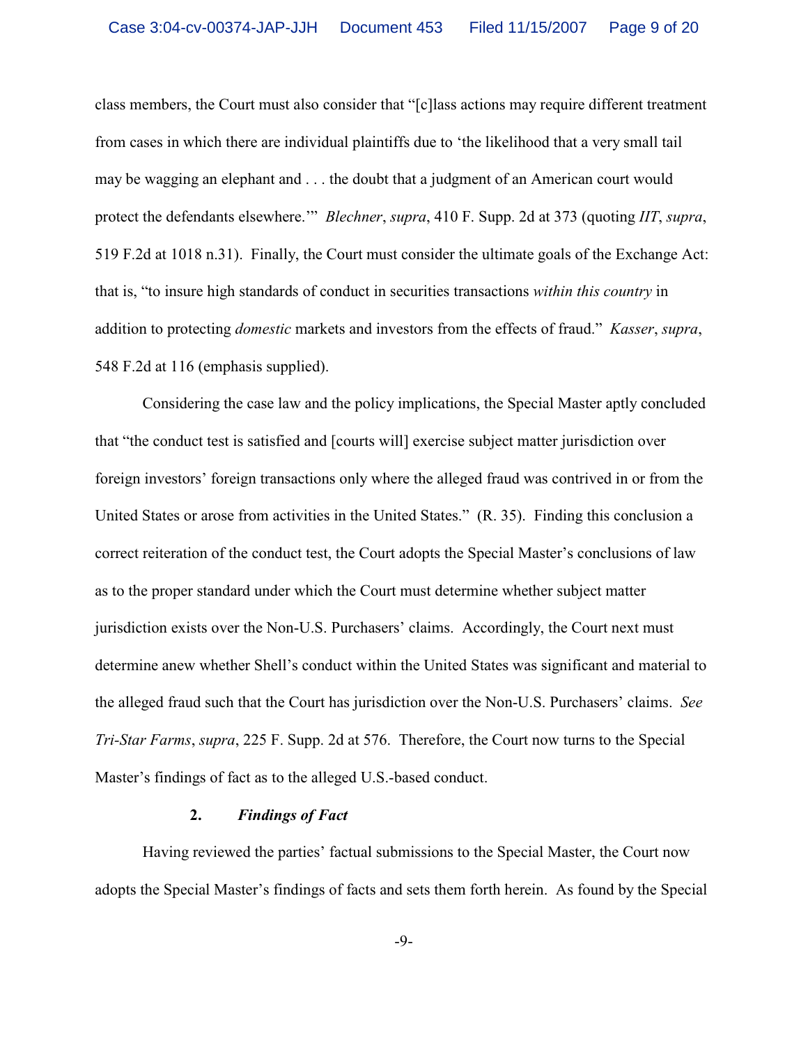class members, the Court must also consider that "[c]lass actions may require different treatment from cases in which there are individual plaintiffs due to 'the likelihood that a very small tail may be wagging an elephant and . . . the doubt that a judgment of an American court would protect the defendants elsewhere.'" *Blechner*, *supra*, 410 F. Supp. 2d at 373 (quoting *IIT*, *supra*, 519 F.2d at 1018 n.31). Finally, the Court must consider the ultimate goals of the Exchange Act: that is, "to insure high standards of conduct in securities transactions *within this country* in addition to protecting *domestic* markets and investors from the effects of fraud." *Kasser*, *supra*, 548 F.2d at 116 (emphasis supplied).

Considering the case law and the policy implications, the Special Master aptly concluded that "the conduct test is satisfied and [courts will] exercise subject matter jurisdiction over foreign investors' foreign transactions only where the alleged fraud was contrived in or from the United States or arose from activities in the United States." (R. 35). Finding this conclusion a correct reiteration of the conduct test, the Court adopts the Special Master's conclusions of law as to the proper standard under which the Court must determine whether subject matter jurisdiction exists over the Non-U.S. Purchasers' claims. Accordingly, the Court next must determine anew whether Shell's conduct within the United States was significant and material to the alleged fraud such that the Court has jurisdiction over the Non-U.S. Purchasers' claims. *See Tri-Star Farms*, *supra*, 225 F. Supp. 2d at 576. Therefore, the Court now turns to the Special Master's findings of fact as to the alleged U.S.-based conduct.

### 2. *Findings of Fact*

Having reviewed the parties' factual submissions to the Special Master, the Court now adopts the Special Master's findings of facts and sets them forth herein. As found by the Special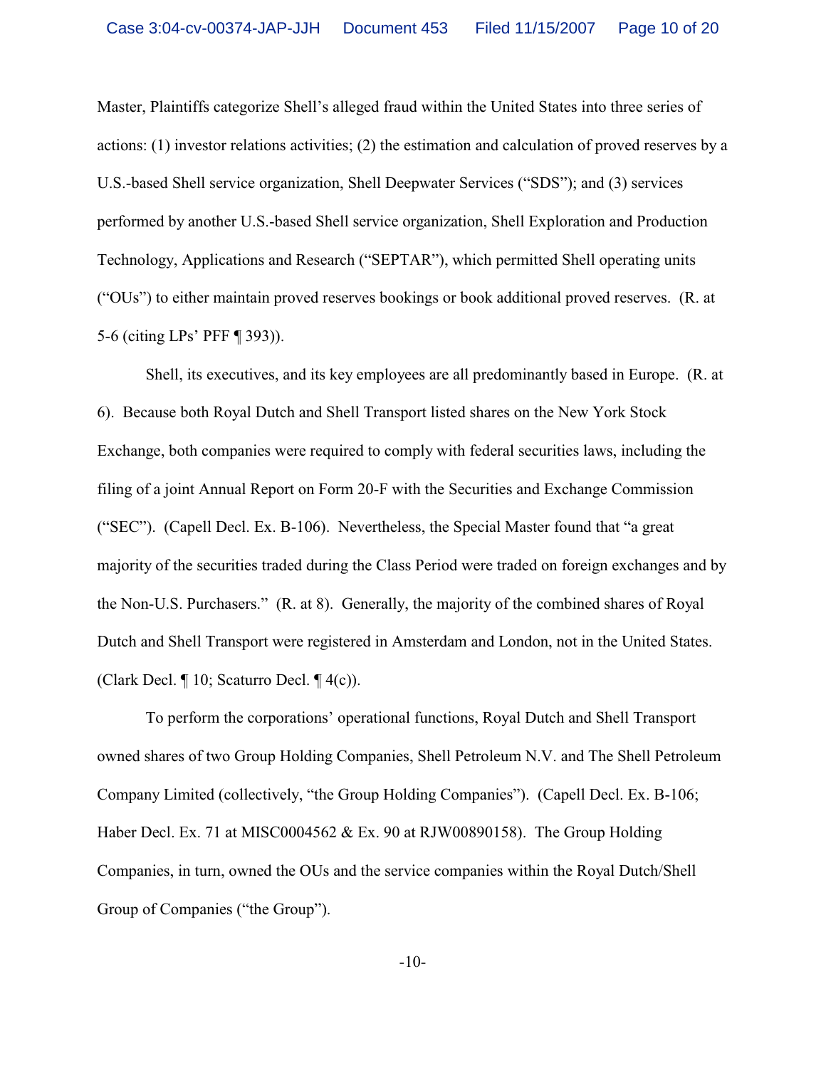Master, Plaintiffs categorize Shell's alleged fraud within the United States into three series of actions: (1) investor relations activities; (2) the estimation and calculation of proved reserves by a U.S.-based Shell service organization, Shell Deepwater Services ("SDS"); and (3) services performed by another U.S.-based Shell service organization, Shell Exploration and Production Technology, Applications and Research ("SEPTAR"), which permitted Shell operating units ("OUs") to either maintain proved reserves bookings or book additional proved reserves. (R. at 5-6 (citing LPs' PFF ¶ 393)).

Shell, its executives, and its key employees are all predominantly based in Europe. (R. at 6). Because both Royal Dutch and Shell Transport listed shares on the New York Stock Exchange, both companies were required to comply with federal securities laws, including the filing of a joint Annual Report on Form 20-F with the Securities and Exchange Commission ("SEC"). (Capell Decl. Ex. B-106). Nevertheless, the Special Master found that "a great majority of the securities traded during the Class Period were traded on foreign exchanges and by the Non-U.S. Purchasers." (R. at 8). Generally, the majority of the combined shares of Royal Dutch and Shell Transport were registered in Amsterdam and London, not in the United States. (Clark Decl. ¶ 10; Scaturro Decl. ¶ 4(c)).

To perform the corporations' operational functions, Royal Dutch and Shell Transport owned shares of two Group Holding Companies, Shell Petroleum N.V. and The Shell Petroleum Company Limited (collectively, "the Group Holding Companies"). (Capell Decl. Ex. B-106; Haber Decl. Ex. 71 at MISC0004562 & Ex. 90 at RJW00890158). The Group Holding Companies, in turn, owned the OUs and the service companies within the Royal Dutch/Shell Group of Companies ("the Group").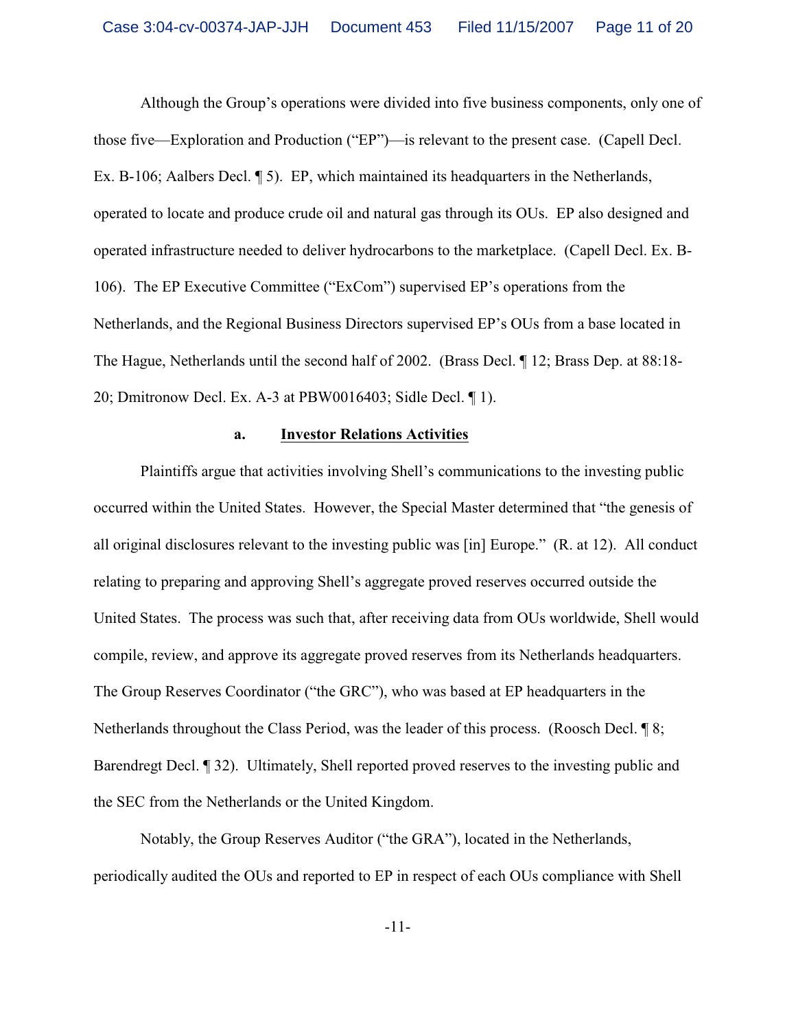Although the Group's operations were divided into five business components, only one of those five—Exploration and Production ("EP")—is relevant to the present case. (Capell Decl. Ex. B-106; Aalbers Decl. ¶ 5). EP, which maintained its headquarters in the Netherlands, operated to locate and produce crude oil and natural gas through its OUs. EP also designed and operated infrastructure needed to deliver hydrocarbons to the marketplace. (Capell Decl. Ex. B-106). The EP Executive Committee ("ExCom") supervised EP's operations from the Netherlands, and the Regional Business Directors supervised EP's OUs from a base located in The Hague, Netherlands until the second half of 2002. (Brass Decl. ¶ 12; Brass Dep. at 88:18-20; Dmitronow Decl. Ex. A-3 at PBW0016403; Sidle Decl. ¶ 1).

**a. <u>Investor Relations Activities</u>**

Plaintiffs argue that activities involving Shell's communications to the investing public occurred within the United States. However, the Special Master determined that "the genesis of all original disclosures relevant to the investing public was [in] Europe." (R. at 12). All conduct relating to preparing and approving Shell's aggregate proved reserves occurred outside the United States. The process was such that, after receiving data from OUs worldwide, Shell would compile, review, and approve its aggregate proved reserves from its Netherlands headquarters. The Group Reserves Coordinator ("the GRC"), who was based at EP headquarters in the Netherlands throughout the Class Period, was the leader of this process. (Roosch Decl. ¶ 8; Barendregt Decl. ¶ 32). Ultimately, Shell reported proved reserves to the investing public and the SEC from the Netherlands or the United Kingdom.

Notably, the Group Reserves Auditor ("the GRA"), located in the Netherlands, periodically audited the OUs and reported to EP in respect of each OUs compliance with Shell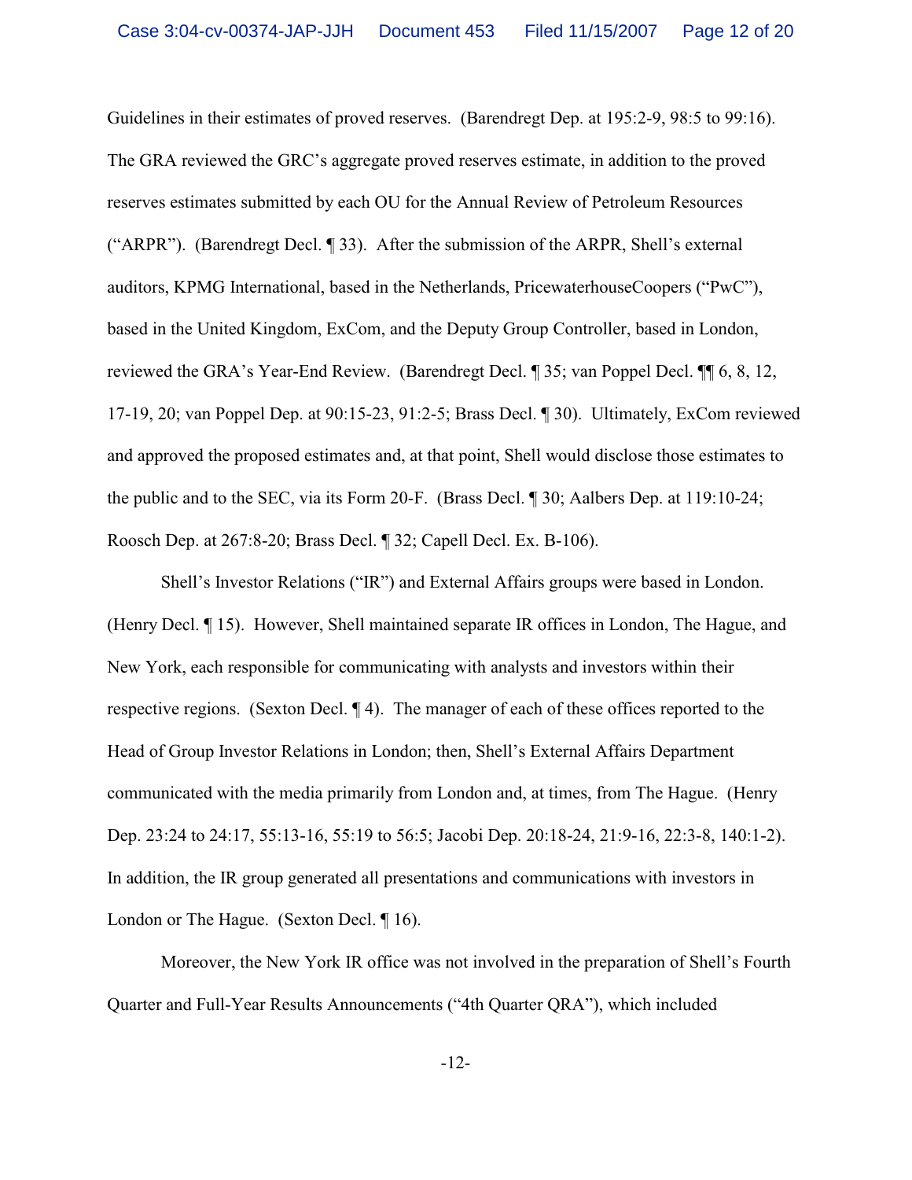Guidelines in their estimates of proved reserves. (Barendregt Dep. at 195:2-9, 98:5 to 99:16). The GRA reviewed the GRC's aggregate proved reserves estimate, in addition to the proved reserves estimates submitted by each OU for the Annual Review of Petroleum Resources ("ARPR"). (Barendregt Decl. ¶ 33). After the submission of the ARPR, Shell's external auditors, KPMG International, based in the Netherlands, PricewaterhouseCoopers ("PwC"), based in the United Kingdom, ExCom, and the Deputy Group Controller, based in London, reviewed the GRA's Year-End Review. (Barendregt Decl. ¶ 35; van Poppel Decl. ¶¶ 6, 8, 12, 17-19, 20; van Poppel Dep. at 90:15-23, 91:2-5; Brass Decl. ¶ 30). Ultimately, ExCom reviewed and approved the proposed estimates and, at that point, Shell would disclose those estimates to the public and to the SEC, via its Form 20-F. (Brass Decl. ¶ 30; Aalbers Dep. at 119:10-24; Roosch Dep. at 267:8-20; Brass Decl. ¶ 32; Capell Decl. Ex. B-106).

Shell's Investor Relations ("IR") and External Affairs groups were based in London. (Henry Decl. ¶ 15). However, Shell maintained separate IR offices in London, The Hague, and New York, each responsible for communicating with analysts and investors within their respective regions. (Sexton Decl. ¶ 4). The manager of each of these offices reported to the Head of Group Investor Relations in London; then, Shell's External Affairs Department communicated with the media primarily from London and, at times, from The Hague. (Henry Dep. 23:24 to 24:17, 55:13-16, 55:19 to 56:5; Jacobi Dep. 20:18-24, 21:9-16, 22:3-8, 140:1-2). In addition, the IR group generated all presentations and communications with investors in London or The Hague. (Sexton Decl. ¶ 16).

Moreover, the New York IR office was not involved in the preparation of Shell's Fourth Quarter and Full-Year Results Announcements ("4th Quarter QRA"), which included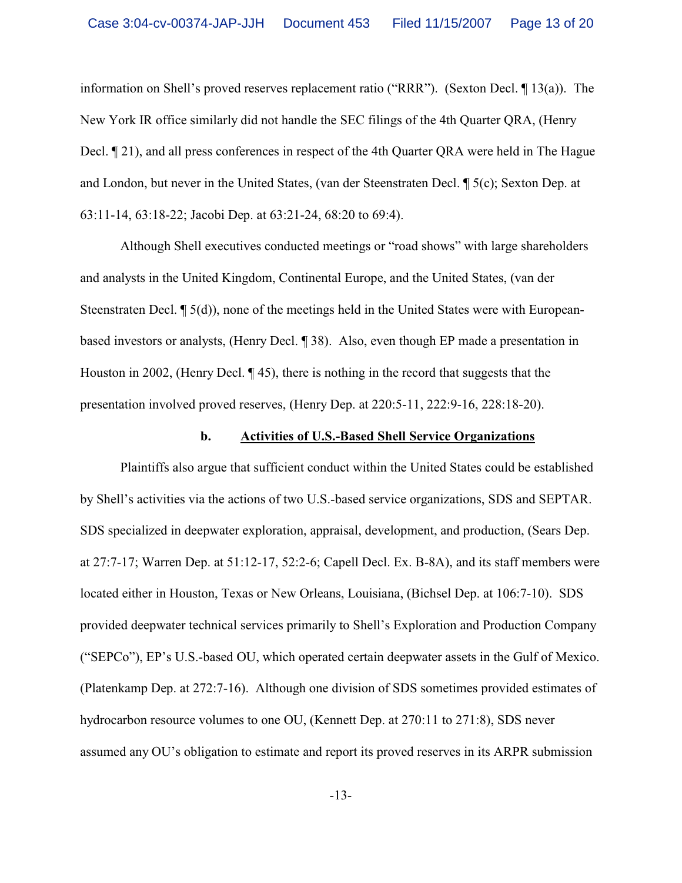information on Shell's proved reserves replacement ratio ("RRR"). (Sexton Decl. ¶ 13(a)). The New York IR office similarly did not handle the SEC filings of the 4th Quarter QRA, (Henry Decl. ¶ 21), and all press conferences in respect of the 4th Quarter QRA were held in The Hague and London, but never in the United States, (van der Steenstraten Decl. ¶ 5(c); Sexton Dep. at 63:11-14, 63:18-22; Jacobi Dep. at 63:21-24, 68:20 to 69:4).

Although Shell executives conducted meetings or "road shows" with large shareholders and analysts in the United Kingdom, Continental Europe, and the United States, (van der Steenstraten Decl. ¶ 5(d)), none of the meetings held in the United States were with European-based investors or analysts, (Henry Decl. ¶ 38). Also, even though EP made a presentation in Houston in 2002, (Henry Decl. ¶ 45), there is nothing in the record that suggests that the presentation involved proved reserves, (Henry Dep. at 220:5-11, 222:9-16, 228:18-20).

**b. Activities of U.S.-Based Shell Service Organizations**

Plaintiffs also argue that sufficient conduct within the United States could be established by Shell's activities via the actions of two U.S.-based service organizations, SDS and SEPTAR. SDS specialized in deepwater exploration, appraisal, development, and production, (Sears Dep. at 27:7-17; Warren Dep. at 51:12-17, 52:2-6; Capell Decl. Ex. B-8A), and its staff members were located either in Houston, Texas or New Orleans, Louisiana, (Bichsel Dep. at 106:7-10). SDS provided deepwater technical services primarily to Shell's Exploration and Production Company ("SEPCo"), EP's U.S.-based OU, which operated certain deepwater assets in the Gulf of Mexico. (Platenkamp Dep. at 272:7-16). Although one division of SDS sometimes provided estimates of hydrocarbon resource volumes to one OU, (Kennett Dep. at 270:11 to 271:8), SDS never assumed any OU's obligation to estimate and report its proved reserves in its ARPR submission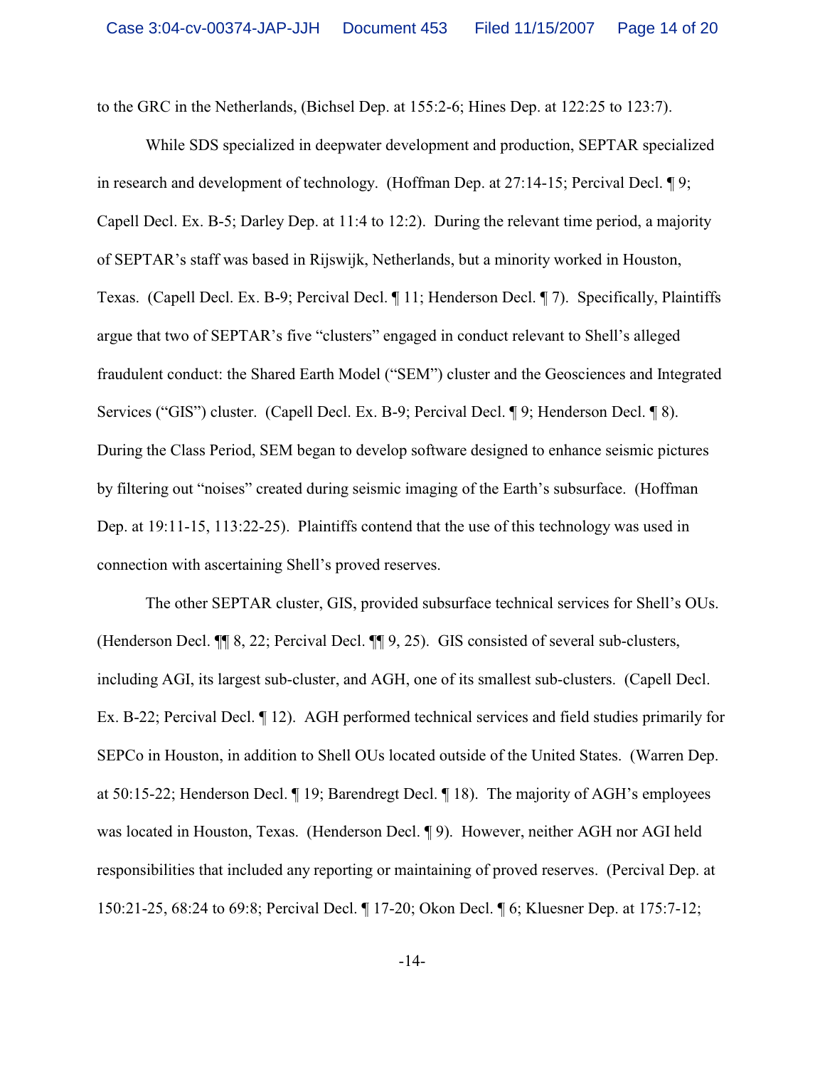to the GRC in the Netherlands, (Bichsel Dep. at 155:2-6; Hines Dep. at 122:25 to 123:7).

While SDS specialized in deepwater development and production, SEPTAR specialized in research and development of technology. (Hoffman Dep. at 27:14-15; Percival Decl. ¶ 9; Capell Decl. Ex. B-5; Darley Dep. at 11:4 to 12:2). During the relevant time period, a majority of SEPTAR's staff was based in Rijswijk, Netherlands, but a minority worked in Houston, Texas. (Capell Decl. Ex. B-9; Percival Decl. ¶ 11; Henderson Decl. ¶ 7). Specifically, Plaintiffs argue that two of SEPTAR's five "clusters" engaged in conduct relevant to Shell's alleged fraudulent conduct: the Shared Earth Model ("SEM") cluster and the Geosciences and Integrated Services ("GIS") cluster. (Capell Decl. Ex. B-9; Percival Decl. ¶ 9; Henderson Decl. ¶ 8). During the Class Period, SEM began to develop software designed to enhance seismic pictures by filtering out "noises" created during seismic imaging of the Earth's subsurface. (Hoffman Dep. at 19:11-15, 113:22-25). Plaintiffs contend that the use of this technology was used in connection with ascertaining Shell's proved reserves.

The other SEPTAR cluster, GIS, provided subsurface technical services for Shell's OUs. (Henderson Decl. ¶¶ 8, 22; Percival Decl. ¶¶ 9, 25). GIS consisted of several sub-clusters, including AGI, its largest sub-cluster, and AGH, one of its smallest sub-clusters. (Capell Decl. Ex. B-22; Percival Decl. ¶ 12). AGH performed technical services and field studies primarily for SEPCo in Houston, in addition to Shell OUs located outside of the United States. (Warren Dep. at 50:15-22; Henderson Decl. ¶ 19; Barendregt Decl. ¶ 18). The majority of AGH's employees was located in Houston, Texas. (Henderson Decl. ¶ 9). However, neither AGH nor AGI held responsibilities that included any reporting or maintaining of proved reserves. (Percival Dep. at 150:21-25, 68:24 to 69:8; Percival Decl. ¶ 17-20; Okon Decl. ¶ 6; Kluesner Dep. at 175:7-12;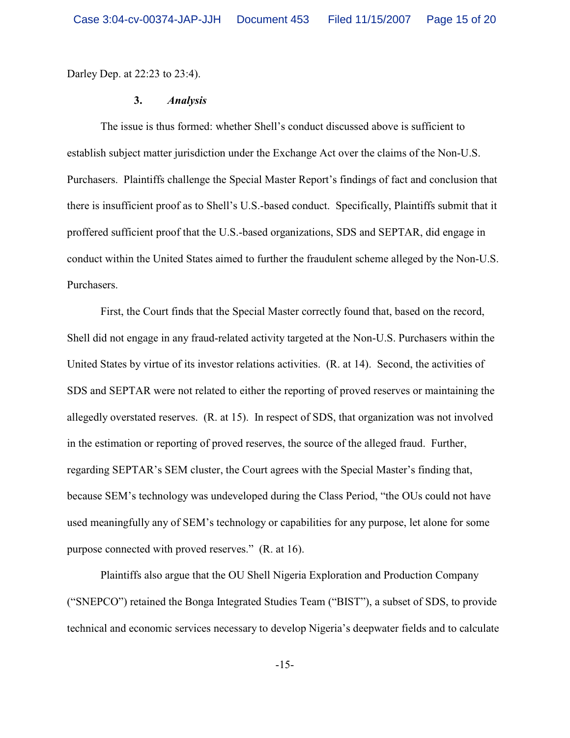Darley Dep. at 22:23 to 23:4).

### 3. *Analysis*

The issue is thus formed: whether Shell's conduct discussed above is sufficient to establish subject matter jurisdiction under the Exchange Act over the claims of the Non-U.S. Purchasers. Plaintiffs challenge the Special Master Report's findings of fact and conclusion that there is insufficient proof as to Shell's U.S.-based conduct. Specifically, Plaintiffs submit that it proffered sufficient proof that the U.S.-based organizations, SDS and SEPTAR, did engage in conduct within the United States aimed to further the fraudulent scheme alleged by the Non-U.S. Purchasers.

First, the Court finds that the Special Master correctly found that, based on the record, Shell did not engage in any fraud-related activity targeted at the Non-U.S. Purchasers within the United States by virtue of its investor relations activities. (R. at 14). Second, the activities of SDS and SEPTAR were not related to either the reporting of proved reserves or maintaining the allegedly overstated reserves. (R. at 15). In respect of SDS, that organization was not involved in the estimation or reporting of proved reserves, the source of the alleged fraud. Further, regarding SEPTAR's SEM cluster, the Court agrees with the Special Master's finding that, because SEM's technology was undeveloped during the Class Period, "the OUs could not have used meaningfully any of SEM's technology or capabilities for any purpose, let alone for some purpose connected with proved reserves." (R. at 16).

Plaintiffs also argue that the OU Shell Nigeria Exploration and Production Company ("SNEPCO") retained the Bonga Integrated Studies Team ("BIST"), a subset of SDS, to provide technical and economic services necessary to develop Nigeria's deepwater fields and to calculate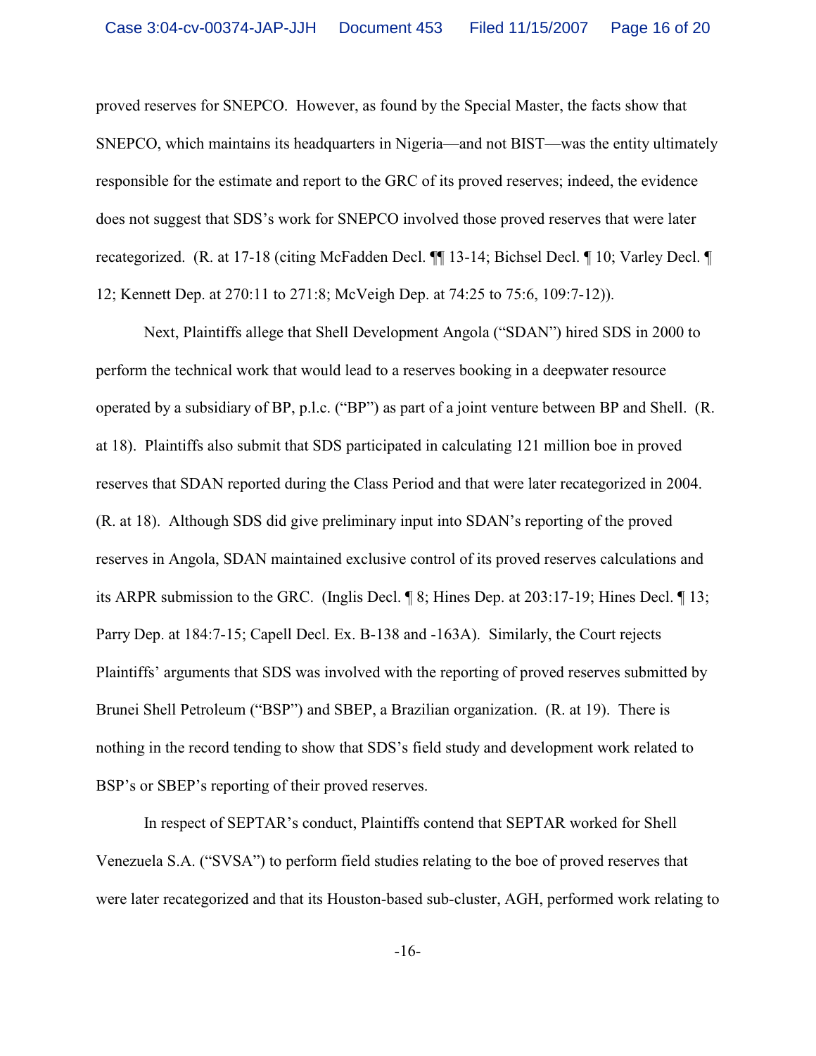proved reserves for SNEPCO. However, as found by the Special Master, the facts show that SNEPCO, which maintains its headquarters in Nigeria—and not BIST—was the entity ultimately responsible for the estimate and report to the GRC of its proved reserves; indeed, the evidence does not suggest that SDS's work for SNEPCO involved those proved reserves that were later recategorized. (R. at 17-18 (citing McFadden Decl. ¶¶ 13-14; Bichsel Decl. ¶ 10; Varley Decl. ¶ 12; Kennett Dep. at 270:11 to 271:8; McVeigh Dep. at 74:25 to 75:6, 109:7-12)).

Next, Plaintiffs allege that Shell Development Angola ("SDAN") hired SDS in 2000 to perform the technical work that would lead to a reserves booking in a deepwater resource operated by a subsidiary of BP, p.l.c. ("BP") as part of a joint venture between BP and Shell. (R. at 18). Plaintiffs also submit that SDS participated in calculating 121 million boe in proved reserves that SDAN reported during the Class Period and that were later recategorized in 2004. (R. at 18). Although SDS did give preliminary input into SDAN's reporting of the proved reserves in Angola, SDAN maintained exclusive control of its proved reserves calculations and its ARPR submission to the GRC. (Inglis Decl. ¶ 8; Hines Dep. at 203:17-19; Hines Decl. ¶ 13; Parry Dep. at 184:7-15; Capell Decl. Ex. B-138 and -163A). Similarly, the Court rejects Plaintiffs' arguments that SDS was involved with the reporting of proved reserves submitted by Brunei Shell Petroleum ("BSP") and SBEP, a Brazilian organization. (R. at 19). There is nothing in the record tending to show that SDS's field study and development work related to BSP's or SBEP's reporting of their proved reserves.

In respect of SEPTAR's conduct, Plaintiffs contend that SEPTAR worked for Shell Venezuela S.A. ("SVSA") to perform field studies relating to the boe of proved reserves that were later recategorized and that its Houston-based sub-cluster, AGH, performed work relating to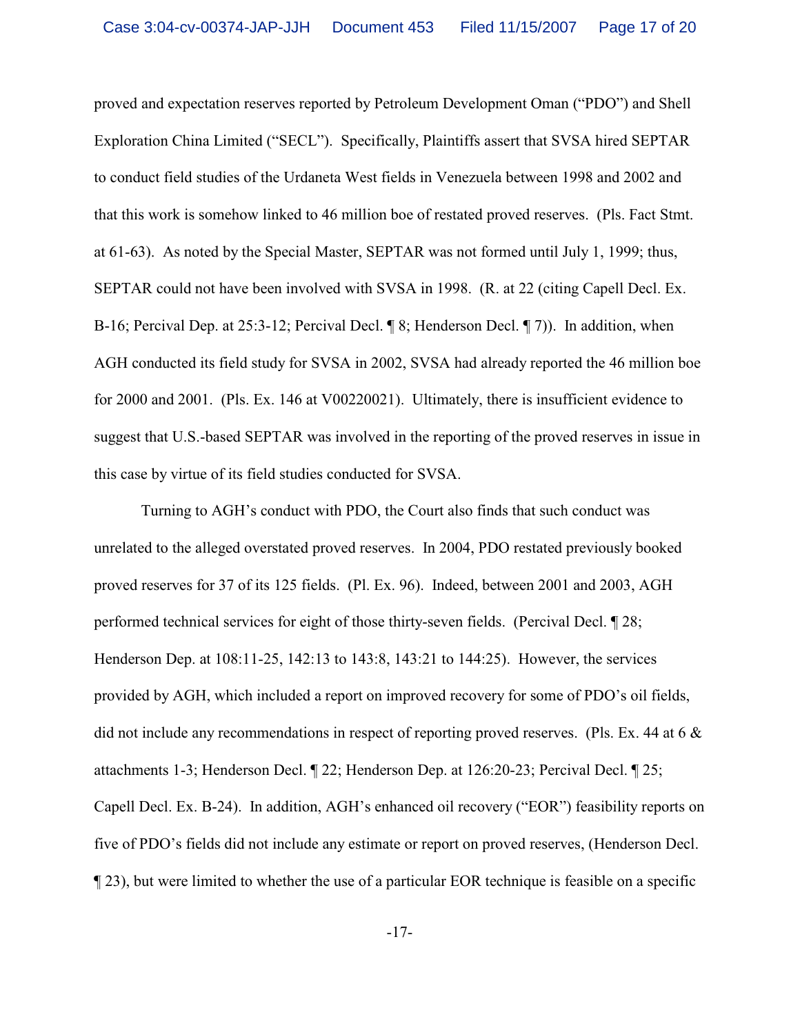proved and expectation reserves reported by Petroleum Development Oman ("PDO") and Shell Exploration China Limited ("SECL"). Specifically, Plaintiffs assert that SVSA hired SEPTAR to conduct field studies of the Urdaneta West fields in Venezuela between 1998 and 2002 and that this work is somehow linked to 46 million boe of restated proved reserves. (Pls. Fact Stmt. at 61-63). As noted by the Special Master, SEPTAR was not formed until July 1, 1999; thus, SEPTAR could not have been involved with SVSA in 1998. (R. at 22 (citing Capell Decl. Ex. B-16; Percival Dep. at 25:3-12; Percival Decl. ¶ 8; Henderson Decl. ¶ 7)). In addition, when AGH conducted its field study for SVSA in 2002, SVSA had already reported the 46 million boe for 2000 and 2001. (Pls. Ex. 146 at V00220021). Ultimately, there is insufficient evidence to suggest that U.S.-based SEPTAR was involved in the reporting of the proved reserves in issue in this case by virtue of its field studies conducted for SVSA.

Turning to AGH's conduct with PDO, the Court also finds that such conduct was unrelated to the alleged overstated proved reserves. In 2004, PDO restated previously booked proved reserves for 37 of its 125 fields. (Pl. Ex. 96). Indeed, between 2001 and 2003, AGH performed technical services for eight of those thirty-seven fields. (Percival Decl. ¶ 28; Henderson Dep. at 108:11-25, 142:13 to 143:8, 143:21 to 144:25). However, the services provided by AGH, which included a report on improved recovery for some of PDO's oil fields, did not include any recommendations in respect of reporting proved reserves. (Pls. Ex. 44 at 6 & attachments 1-3; Henderson Decl. ¶ 22; Henderson Dep. at 126:20-23; Percival Decl. ¶ 25; Capell Decl. Ex. B-24). In addition, AGH's enhanced oil recovery ("EOR") feasibility reports on five of PDO's fields did not include any estimate or report on proved reserves, (Henderson Decl. ¶ 23), but were limited to whether the use of a particular EOR technique is feasible on a specific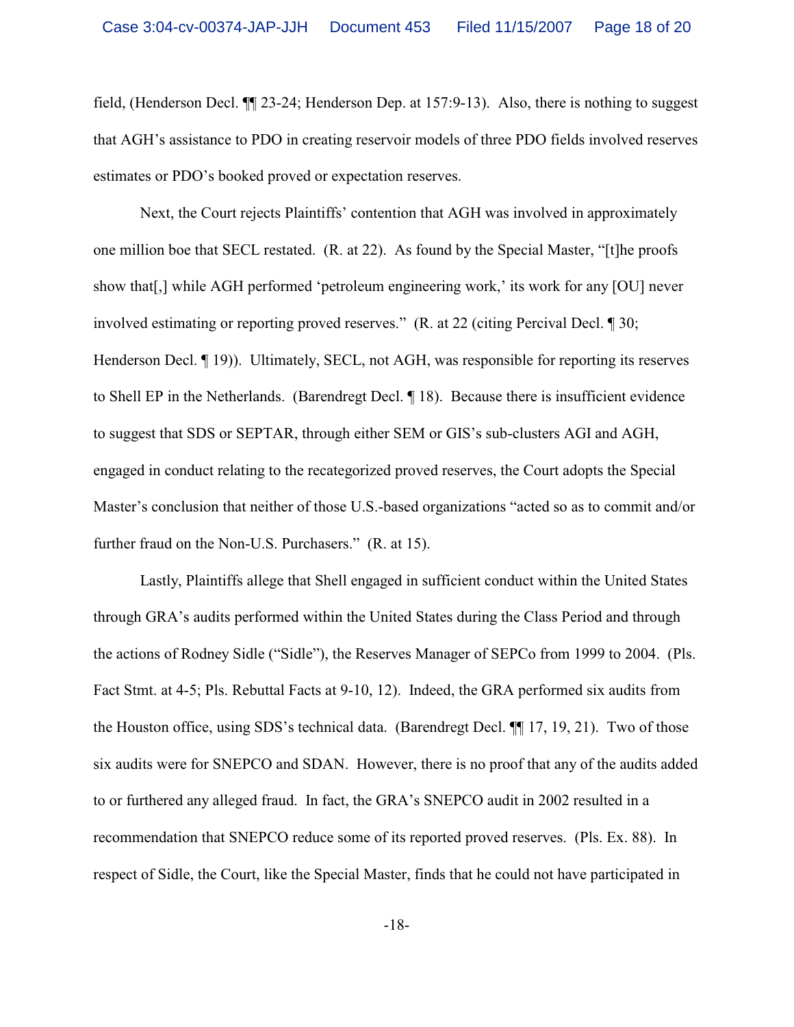field, (Henderson Decl. ¶¶ 23-24; Henderson Dep. at 157:9-13). Also, there is nothing to suggest that AGH's assistance to PDO in creating reservoir models of three PDO fields involved reserves estimates or PDO's booked proved or expectation reserves.

Next, the Court rejects Plaintiffs' contention that AGH was involved in approximately one million boe that SECL restated. (R. at 22). As found by the Special Master, "[t]he proofs show that[,] while AGH performed 'petroleum engineering work,' its work for any [OU] never involved estimating or reporting proved reserves." (R. at 22 (citing Percival Decl. ¶ 30; Henderson Decl. ¶ 19)). Ultimately, SECL, not AGH, was responsible for reporting its reserves to Shell EP in the Netherlands. (Barendregt Decl. ¶ 18). Because there is insufficient evidence to suggest that SDS or SEPTAR, through either SEM or GIS's sub-clusters AGI and AGH, engaged in conduct relating to the recategorized proved reserves, the Court adopts the Special Master's conclusion that neither of those U.S.-based organizations "acted so as to commit and/or further fraud on the Non-U.S. Purchasers." (R. at 15).

Lastly, Plaintiffs allege that Shell engaged in sufficient conduct within the United States through GRA's audits performed within the United States during the Class Period and through the actions of Rodney Sidle ("Sidle"), the Reserves Manager of SEPCo from 1999 to 2004. (Pls. Fact Stmt. at 4-5; Pls. Rebuttal Facts at 9-10, 12). Indeed, the GRA performed six audits from the Houston office, using SDS's technical data. (Barendregt Decl. ¶¶ 17, 19, 21). Two of those six audits were for SNEPCO and SDAN. However, there is no proof that any of the audits added to or furthered any alleged fraud. In fact, the GRA's SNEPCO audit in 2002 resulted in a recommendation that SNEPCO reduce some of its reported proved reserves. (Pls. Ex. 88). In respect of Sidle, the Court, like the Special Master, finds that he could not have participated in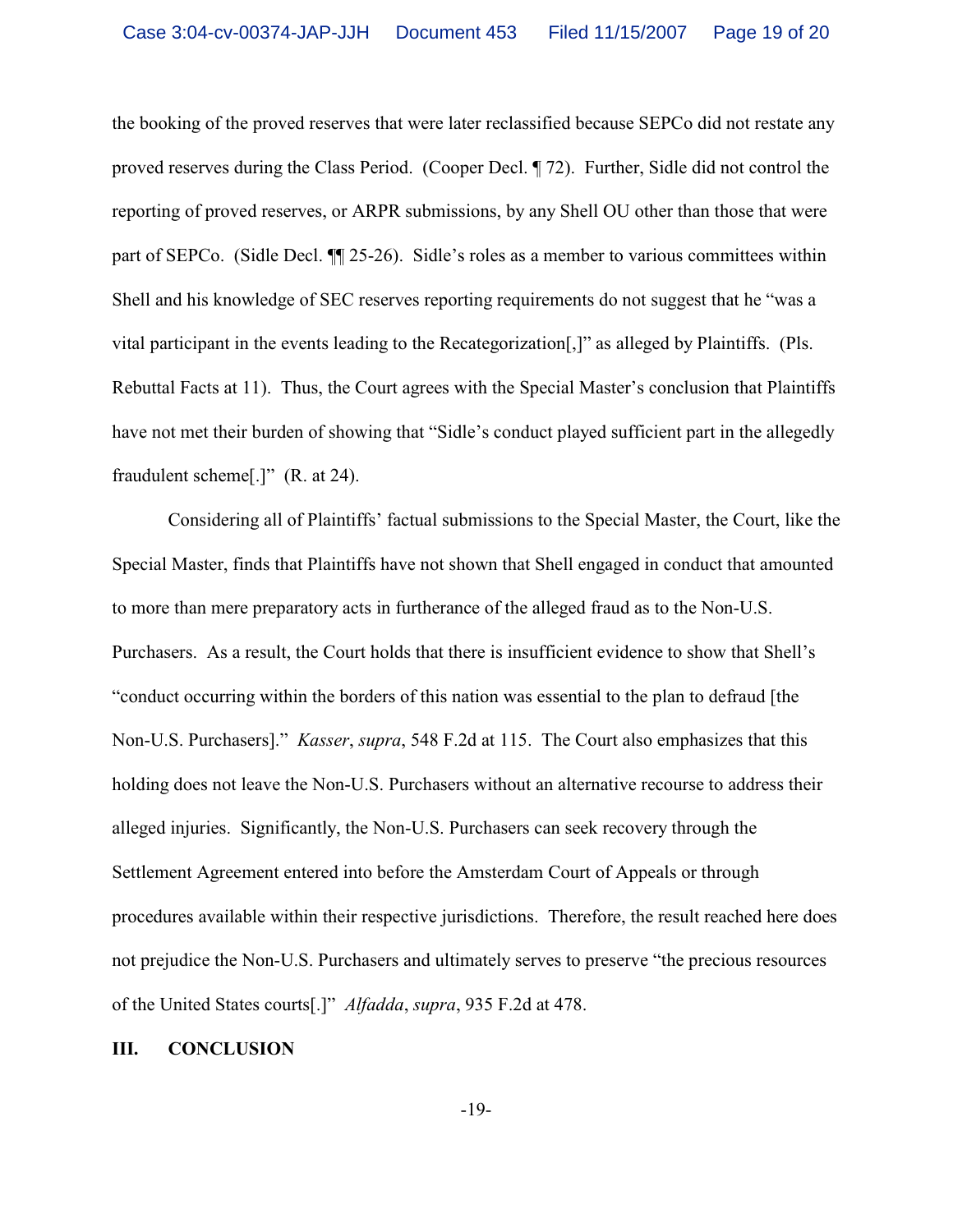the booking of the proved reserves that were later reclassified because SEPCo did not restate any proved reserves during the Class Period. (Cooper Decl. ¶ 72). Further, Sidle did not control the reporting of proved reserves, or ARPR submissions, by any Shell OU other than those that were part of SEPCo. (Sidle Decl. ¶¶ 25-26). Sidle's roles as a member to various committees within Shell and his knowledge of SEC reserves reporting requirements do not suggest that he "was a vital participant in the events leading to the Recategorization[,]" as alleged by Plaintiffs. (Pls. Rebuttal Facts at 11). Thus, the Court agrees with the Special Master's conclusion that Plaintiffs have not met their burden of showing that "Sidle's conduct played sufficient part in the allegedly fraudulent scheme[.]" (R. at 24).

Considering all of Plaintiffs' factual submissions to the Special Master, the Court, like the Special Master, finds that Plaintiffs have not shown that Shell engaged in conduct that amounted to more than mere preparatory acts in furtherance of the alleged fraud as to the Non-U.S. Purchasers. As a result, the Court holds that there is insufficient evidence to show that Shell's "conduct occurring within the borders of this nation was essential to the plan to defraud [the Non-U.S. Purchasers]." *Kasser*, *supra*, 548 F.2d at 115. The Court also emphasizes that this holding does not leave the Non-U.S. Purchasers without an alternative recourse to address their alleged injuries. Significantly, the Non-U.S. Purchasers can seek recovery through the Settlement Agreement entered into before the Amsterdam Court of Appeals or through procedures available within their respective jurisdictions. Therefore, the result reached here does not prejudice the Non-U.S. Purchasers and ultimately serves to preserve "the precious resources of the United States courts[.]" *Alfadda*, *supra*, 935 F.2d at 478.

## III. CONCLUSION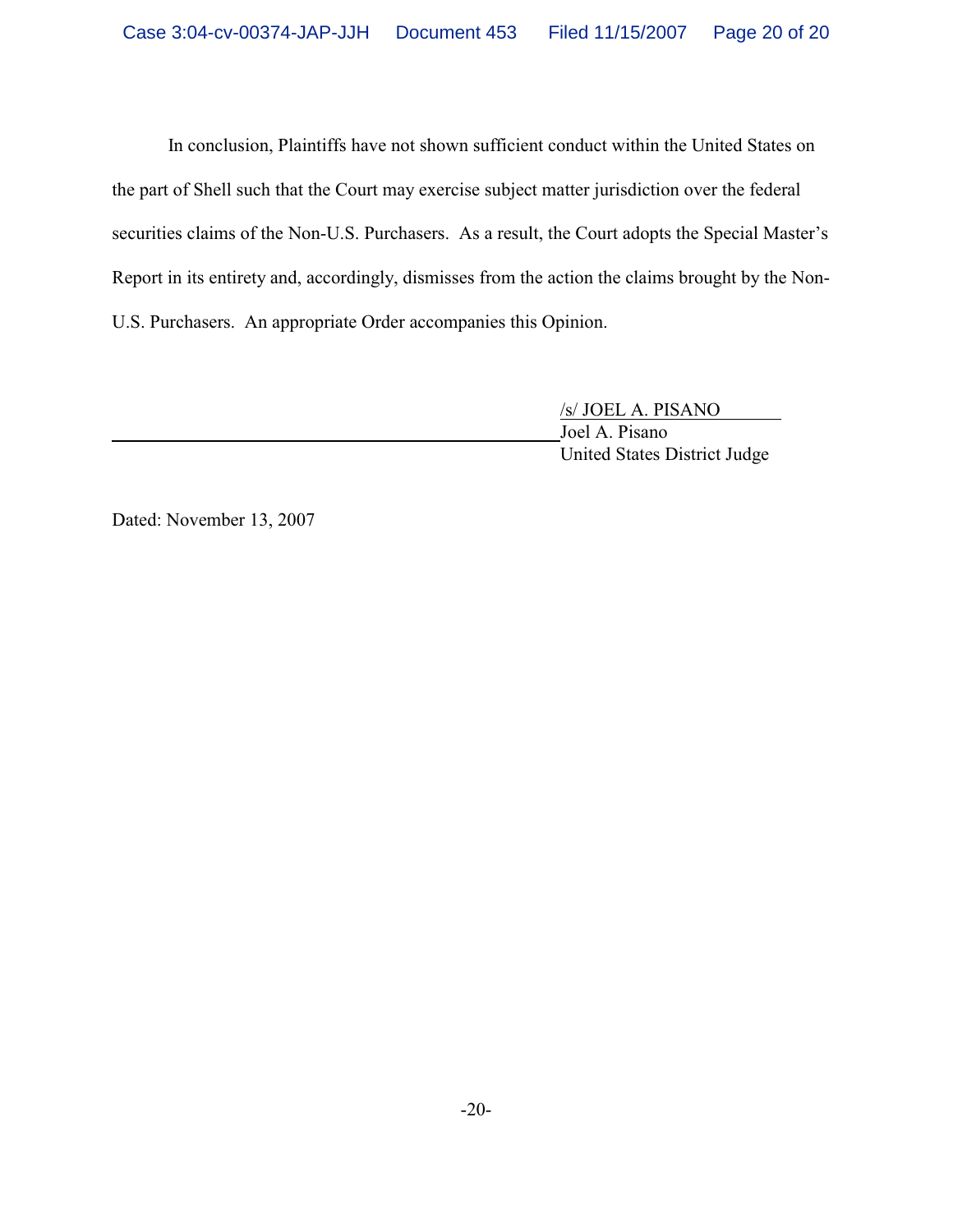In conclusion, Plaintiffs have not shown sufficient conduct within the United States on the part of Shell such that the Court may exercise subject matter jurisdiction over the federal securities claims of the Non-U.S. Purchasers. As a result, the Court adopts the Special Master's Report in its entirety and, accordingly, dismisses from the action the claims brought by the Non-U.S. Purchasers. An appropriate Order accompanies this Opinion.

/s/ JOEL A. PISANO
Joel A. Pisano
United States District Judge

Dated: November 13, 2007